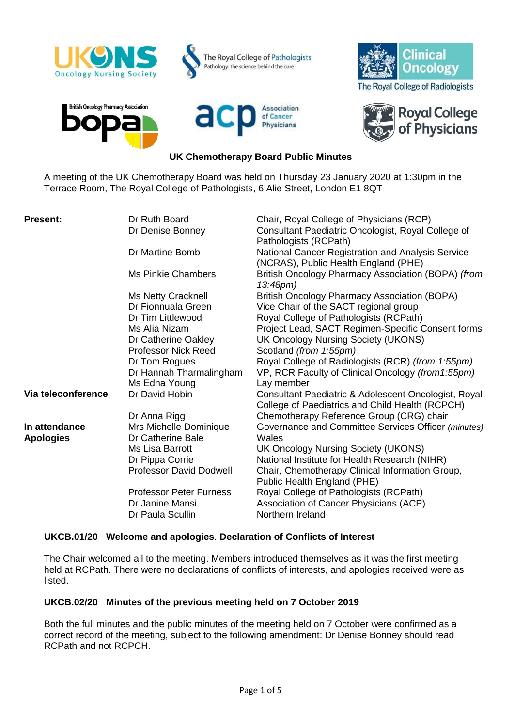## UK Chemotherapy Board Public Minutes

A meeting of the UK Chemotherapy Board was held on Thursday 23 January 2020 at 1:30pm in the Terrace Room, The Royal College of Pathologists, 6 Alie Street, London E1 8QT

| | | |
|---|---|---|
| **Present:** | Dr Ruth Board | Chair, Royal College of Physicians (RCP) |
| | Dr Denise Bonney | Consultant Paediatric Oncologist, Royal College of Pathologists (RCPath) |
| | Dr Martine Bomb | National Cancer Registration and Analysis Service (NCRAS), Public Health England (PHE) |
| | Ms Pinkie Chambers | British Oncology Pharmacy Association (BOPA) *(from 13:48pm)* |
| | Ms Netty Cracknell | British Oncology Pharmacy Association (BOPA) |
| | Dr Fionnuala Green | Vice Chair of the SACT regional group |
| | Dr Tim Littlewood | Royal College of Pathologists (RCPath) |
| | Ms Alia Nizam | Project Lead, SACT Regimen-Specific Consent forms |
| | Dr Catherine Oakley | UK Oncology Nursing Society (UKONS) |
| | Professor Nick Reed | Scotland *(from 1:55pm)* |
| | Dr Tom Rogues | Royal College of Radiologists (RCR) *(from 1:55pm)* |
| | Dr Hannah Tharmalingham | VP, RCR Faculty of Clinical Oncology *(from1:55pm)* |
| | Ms Edna Young | Lay member |
| **Via teleconference** | Dr David Hobin | Consultant Paediatric & Adolescent Oncologist, Royal College of Paediatrics and Child Health (RCPCH) |
| | Dr Anna Rigg | Chemotherapy Reference Group (CRG) chair |
| **In attendance** | Mrs Michelle Dominique | Governance and Committee Services Officer *(minutes)* |
| **Apologies** | Dr Catherine Bale | Wales |
| | Ms Lisa Barrott | UK Oncology Nursing Society (UKONS) |
| | Dr Pippa Corrie | National Institute for Health Research (NIHR) |
| | Professor David Dodwell | Chair, Chemotherapy Clinical Information Group, Public Health England (PHE) |
| | Professor Peter Furness | Royal College of Pathologists (RCPath) |
| | Dr Janine Mansi | Association of Cancer Physicians (ACP) |
| | Dr Paula Scullin | Northern Ireland |

### UKCB.01/20 Welcome and apologies. Declaration of Conflicts of Interest

The Chair welcomed all to the meeting. Members introduced themselves as it was the first meeting held at RCPath. There were no declarations of conflicts of interests, and apologies received were as listed.

### UKCB.02/20 Minutes of the previous meeting held on 7 October 2019

Both the full minutes and the public minutes of the meeting held on 7 October were confirmed as a correct record of the meeting, subject to the following amendment: Dr Denise Bonney should read RCPath and not RCPCH.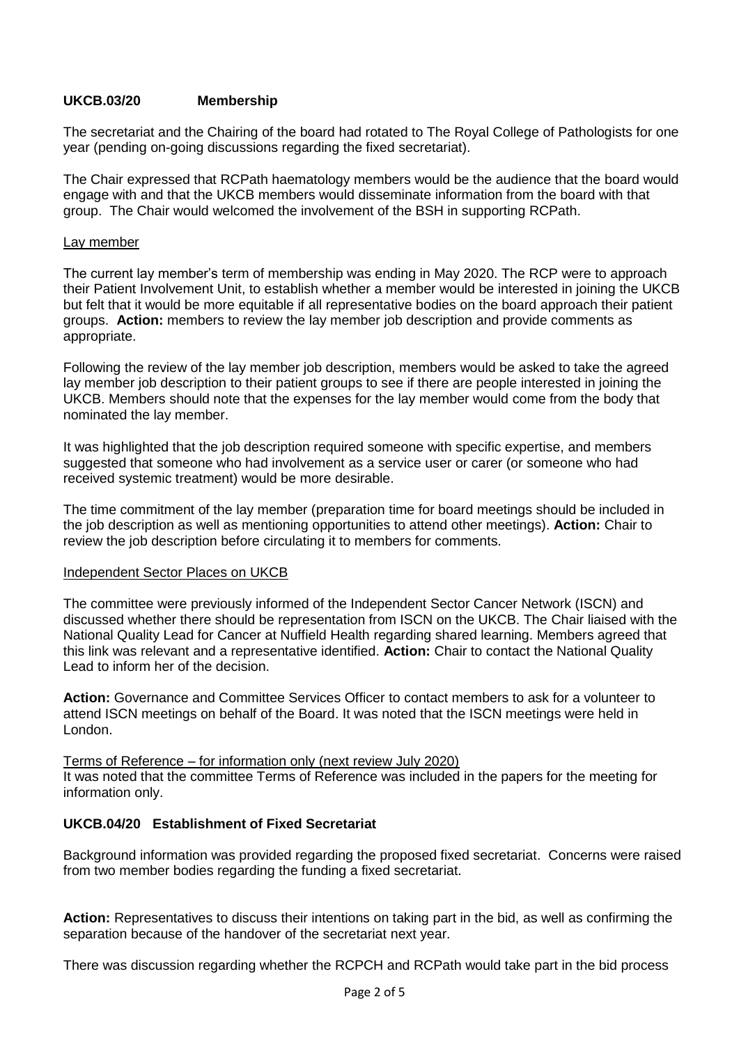### UKCB.03/20 Membership

The secretariat and the Chairing of the board had rotated to The Royal College of Pathologists for one year (pending on-going discussions regarding the fixed secretariat).

The Chair expressed that RCPath haematology members would be the audience that the board would engage with and that the UKCB members would disseminate information from the board with that group. The Chair would welcomed the involvement of the BSH in supporting RCPath.

Lay member

The current lay member's term of membership was ending in May 2020. The RCP were to approach their Patient Involvement Unit, to establish whether a member would be interested in joining the UKCB but felt that it would be more equitable if all representative bodies on the board approach their patient groups. **Action:** members to review the lay member job description and provide comments as appropriate.

Following the review of the lay member job description, members would be asked to take the agreed lay member job description to their patient groups to see if there are people interested in joining the UKCB. Members should note that the expenses for the lay member would come from the body that nominated the lay member.

It was highlighted that the job description required someone with specific expertise, and members suggested that someone who had involvement as a service user or carer (or someone who had received systemic treatment) would be more desirable.

The time commitment of the lay member (preparation time for board meetings should be included in the job description as well as mentioning opportunities to attend other meetings). **Action:** Chair to review the job description before circulating it to members for comments.

Independent Sector Places on UKCB

The committee were previously informed of the Independent Sector Cancer Network (ISCN) and discussed whether there should be representation from ISCN on the UKCB. The Chair liaised with the National Quality Lead for Cancer at Nuffield Health regarding shared learning. Members agreed that this link was relevant and a representative identified. **Action:** Chair to contact the National Quality Lead to inform her of the decision.

**Action:** Governance and Committee Services Officer to contact members to ask for a volunteer to attend ISCN meetings on behalf of the Board. It was noted that the ISCN meetings were held in London.

Terms of Reference – for information only (next review July 2020)
It was noted that the committee Terms of Reference was included in the papers for the meeting for information only.

### UKCB.04/20 Establishment of Fixed Secretariat

Background information was provided regarding the proposed fixed secretariat. Concerns were raised from two member bodies regarding the funding a fixed secretariat.

**Action:** Representatives to discuss their intentions on taking part in the bid, as well as confirming the separation because of the handover of the secretariat next year.

There was discussion regarding whether the RCPCH and RCPath would take part in the bid process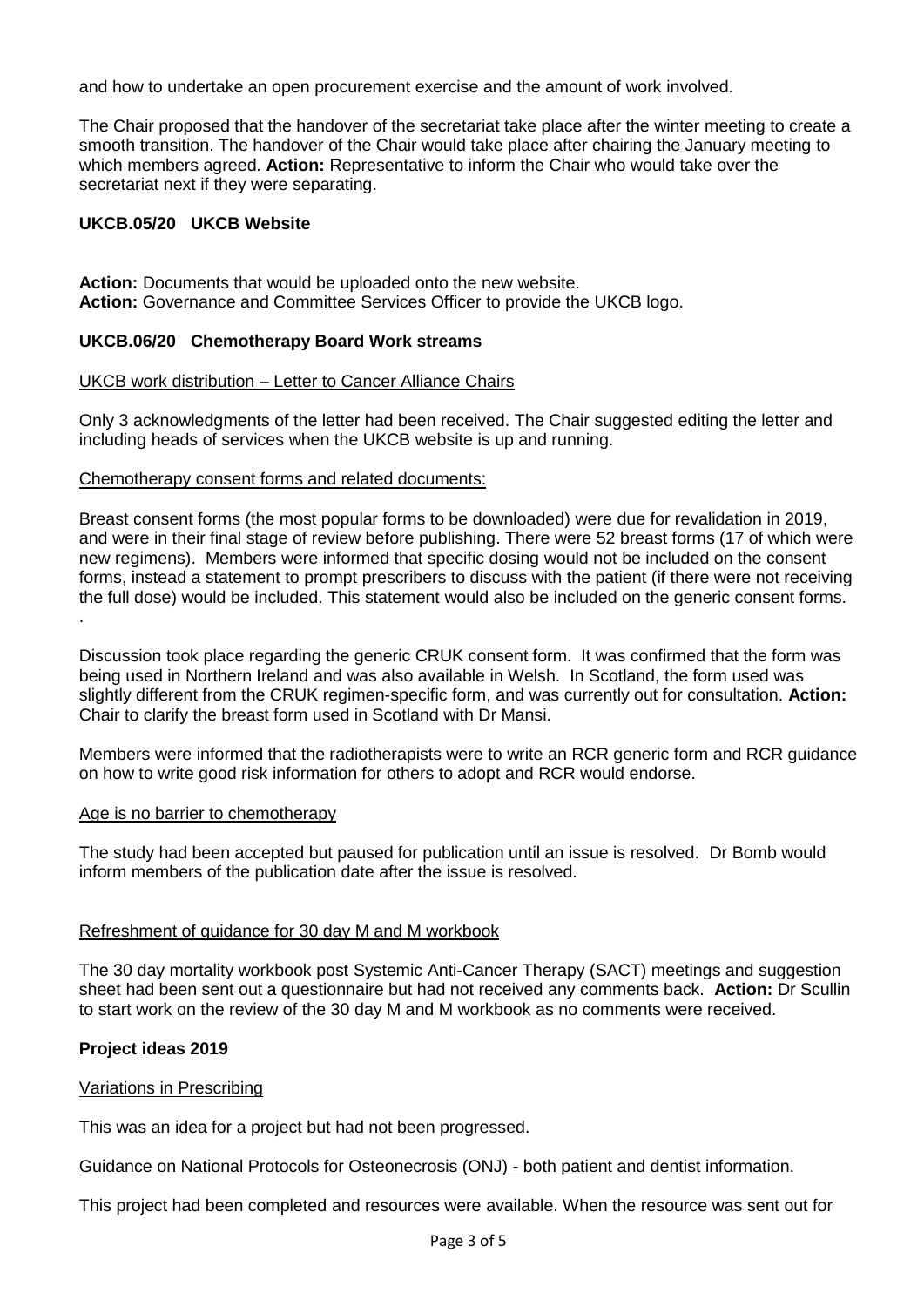and how to undertake an open procurement exercise and the amount of work involved.

The Chair proposed that the handover of the secretariat take place after the winter meeting to create a smooth transition. The handover of the Chair would take place after chairing the January meeting to which members agreed. **Action:** Representative to inform the Chair who would take over the secretariat next if they were separating.

### UKCB.05/20 UKCB Website

**Action:** Documents that would be uploaded onto the new website.
**Action:** Governance and Committee Services Officer to provide the UKCB logo.

### UKCB.06/20 Chemotherapy Board Work streams

<u>UKCB work distribution – Letter to Cancer Alliance Chairs</u>

Only 3 acknowledgments of the letter had been received. The Chair suggested editing the letter and including heads of services when the UKCB website is up and running.

<u>Chemotherapy consent forms and related documents:</u>

Breast consent forms (the most popular forms to be downloaded) were due for revalidation in 2019, and were in their final stage of review before publishing. There were 52 breast forms (17 of which were new regimens). Members were informed that specific dosing would not be included on the consent forms, instead a statement to prompt prescribers to discuss with the patient (if there were not receiving the full dose) would be included. This statement would also be included on the generic consent forms.
.

Discussion took place regarding the generic CRUK consent form. It was confirmed that the form was being used in Northern Ireland and was also available in Welsh. In Scotland, the form used was slightly different from the CRUK regimen-specific form, and was currently out for consultation. **Action:** Chair to clarify the breast form used in Scotland with Dr Mansi.

Members were informed that the radiotherapists were to write an RCR generic form and RCR guidance on how to write good risk information for others to adopt and RCR would endorse.

<u>Age is no barrier to chemotherapy</u>

The study had been accepted but paused for publication until an issue is resolved. Dr Bomb would inform members of the publication date after the issue is resolved.

<u>Refreshment of guidance for 30 day M and M workbook</u>

The 30 day mortality workbook post Systemic Anti-Cancer Therapy (SACT) meetings and suggestion sheet had been sent out a questionnaire but had not received any comments back. **Action:** Dr Scullin to start work on the review of the 30 day M and M workbook as no comments were received.

### Project ideas 2019

<u>Variations in Prescribing</u>

This was an idea for a project but had not been progressed.

<u>Guidance on National Protocols for Osteonecrosis (ONJ) - both patient and dentist information.</u>

This project had been completed and resources were available. When the resource was sent out for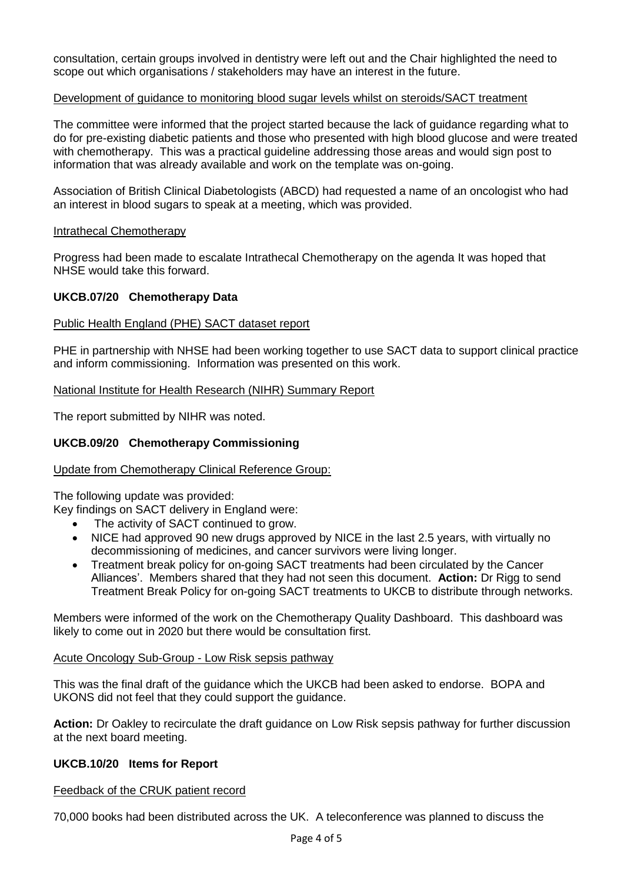consultation, certain groups involved in dentistry were left out and the Chair highlighted the need to scope out which organisations / stakeholders may have an interest in the future.

Development of guidance to monitoring blood sugar levels whilst on steroids/SACT treatment

The committee were informed that the project started because the lack of guidance regarding what to do for pre-existing diabetic patients and those who presented with high blood glucose and were treated with chemotherapy. This was a practical guideline addressing those areas and would sign post to information that was already available and work on the template was on-going.

Association of British Clinical Diabetologists (ABCD) had requested a name of an oncologist who had an interest in blood sugars to speak at a meeting, which was provided.

Intrathecal Chemotherapy

Progress had been made to escalate Intrathecal Chemotherapy on the agenda It was hoped that NHSE would take this forward.

**UKCB.07/20 Chemotherapy Data**

Public Health England (PHE) SACT dataset report

PHE in partnership with NHSE had been working together to use SACT data to support clinical practice and inform commissioning. Information was presented on this work.

National Institute for Health Research (NIHR) Summary Report

The report submitted by NIHR was noted.

**UKCB.09/20 Chemotherapy Commissioning**

Update from Chemotherapy Clinical Reference Group:

The following update was provided:
Key findings on SACT delivery in England were:

- The activity of SACT continued to grow.
- NICE had approved 90 new drugs approved by NICE in the last 2.5 years, with virtually no decommissioning of medicines, and cancer survivors were living longer.
- Treatment break policy for on-going SACT treatments had been circulated by the Cancer Alliances'. Members shared that they had not seen this document. **Action:** Dr Rigg to send Treatment Break Policy for on-going SACT treatments to UKCB to distribute through networks.

Members were informed of the work on the Chemotherapy Quality Dashboard. This dashboard was likely to come out in 2020 but there would be consultation first.

Acute Oncology Sub-Group - Low Risk sepsis pathway

This was the final draft of the guidance which the UKCB had been asked to endorse. BOPA and UKONS did not feel that they could support the guidance.

**Action:** Dr Oakley to recirculate the draft guidance on Low Risk sepsis pathway for further discussion at the next board meeting.

**UKCB.10/20 Items for Report**

Feedback of the CRUK patient record

70,000 books had been distributed across the UK. A teleconference was planned to discuss the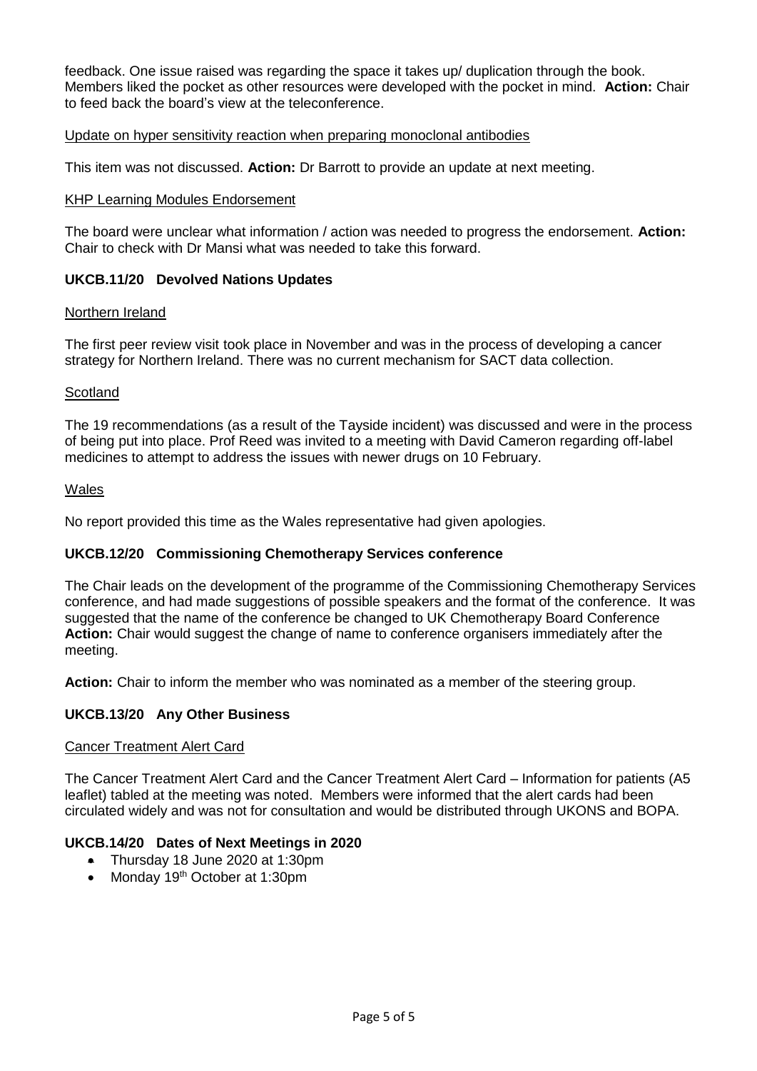feedback. One issue raised was regarding the space it takes up/ duplication through the book. Members liked the pocket as other resources were developed with the pocket in mind. **Action:** Chair to feed back the board's view at the teleconference.

Update on hyper sensitivity reaction when preparing monoclonal antibodies

This item was not discussed. **Action:** Dr Barrott to provide an update at next meeting.

KHP Learning Modules Endorsement

The board were unclear what information / action was needed to progress the endorsement. **Action:** Chair to check with Dr Mansi what was needed to take this forward.

### UKCB.11/20 Devolved Nations Updates

Northern Ireland

The first peer review visit took place in November and was in the process of developing a cancer strategy for Northern Ireland. There was no current mechanism for SACT data collection.

Scotland

The 19 recommendations (as a result of the Tayside incident) was discussed and were in the process of being put into place. Prof Reed was invited to a meeting with David Cameron regarding off-label medicines to attempt to address the issues with newer drugs on 10 February.

Wales

No report provided this time as the Wales representative had given apologies.

### UKCB.12/20 Commissioning Chemotherapy Services conference

The Chair leads on the development of the programme of the Commissioning Chemotherapy Services conference, and had made suggestions of possible speakers and the format of the conference. It was suggested that the name of the conference be changed to UK Chemotherapy Board Conference **Action:** Chair would suggest the change of name to conference organisers immediately after the meeting.

**Action:** Chair to inform the member who was nominated as a member of the steering group.

### UKCB.13/20 Any Other Business

Cancer Treatment Alert Card

The Cancer Treatment Alert Card and the Cancer Treatment Alert Card – Information for patients (A5 leaflet) tabled at the meeting was noted. Members were informed that the alert cards had been circulated widely and was not for consultation and would be distributed through UKONS and BOPA.

### UKCB.14/20 Dates of Next Meetings in 2020

- Thursday 18 June 2020 at 1:30pm
- Monday 19th October at 1:30pm